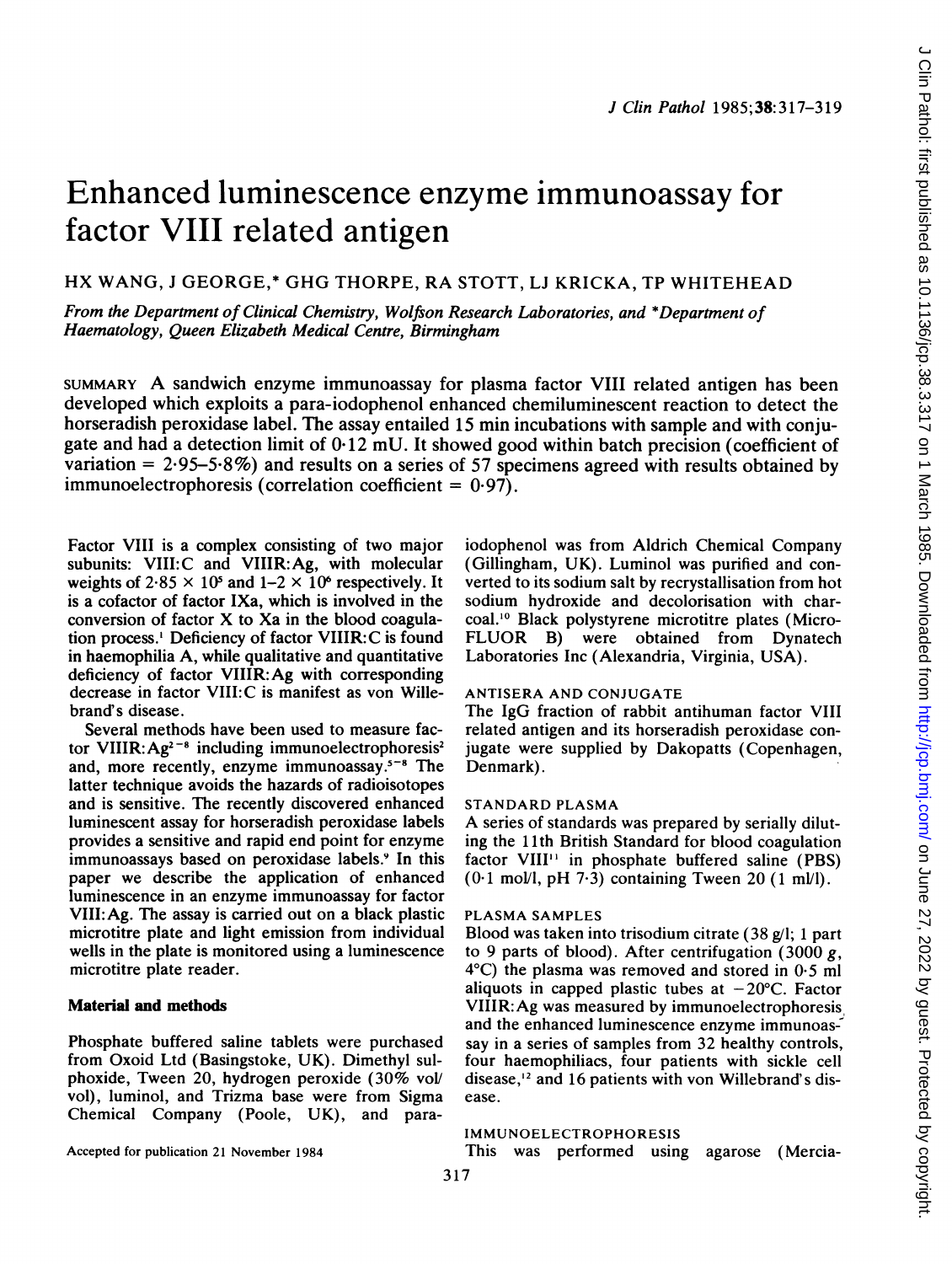# Enhanced luminescence enzyme immunoassay for factor VIII related antigen

HX WANG, J GEORGE,* GHG THORPE, RA STOTT, LJ KRICKA, TP WHITEHEAD

*From the Department of Clinical Chemistry, Wolfson Research Laboratories, and \*Department of Haematology, Queen Elizabeth Medical Centre, Birmingham*

SUMMARY A sandwich enzyme immunoassay for plasma factor VIII related antigen has been developed which exploits a para-iodophenol enhanced chemiluminescent reaction to detect the horseradish peroxidase label. The assay entailed 15 min incubations with sample and with conjugate and had a detection limit of 0·12 mU. It showed good within batch precision (coefficient of variation = 2·95–5·8%) and results on a series of 57 specimens agreed with results obtained by immunoelectrophoresis (correlation coefficient = 0·97).

Factor VIII is a complex consisting of two major subunits: VIII:C and VIIIR:Ag, with molecular weights of $2·85 \times 10^5$ and $1–2 \times 10^6$ respectively. It is a cofactor of factor IXa, which is involved in the conversion of factor X to Xa in the blood coagulation process.[1] Deficiency of factor VIIIR:C is found in haemophilia A, while qualitative and quantitative deficiency of factor VIIIR:Ag with corresponding decrease in factor VIII:C is manifest as von Willebrand's disease.

Several methods have been used to measure factor VIIIR:Ag[2–8] including immunoelectrophoresis[2] and, more recently, enzyme immunoassay.[5–8] The latter technique avoids the hazards of radioisotopes and is sensitive. The recently discovered enhanced luminescent assay for horseradish peroxidase labels provides a sensitive and rapid end point for enzyme immunoassays based on peroxidase labels.[9] In this paper we describe the application of enhanced luminescence in an enzyme immunoassay for factor VIII:Ag. The assay is carried out on a black plastic microtitre plate and light emission from individual wells in the plate is monitored using a luminescence microtitre plate reader.

## Material and methods

Phosphate buffered saline tablets were purchased from Oxoid Ltd (Basingstoke, UK). Dimethyl sulphoxide, Tween 20, hydrogen peroxide (30% vol/vol), luminol, and Trizma base were from Sigma Chemical Company (Poole, UK), and para-iodophenol was from Aldrich Chemical Company (Gillingham, UK). Luminol was purified and converted to its sodium salt by recrystallisation from hot sodium hydroxide and decolorisation with charcoal.[10] Black polystyrene microtitre plates (MicroFLUOR B) were obtained from Dynatech Laboratories Inc (Alexandria, Virginia, USA).

### ANTISERA AND CONJUGATE

The IgG fraction of rabbit antihuman factor VIII related antigen and its horseradish peroxidase conjugate were supplied by Dakopatts (Copenhagen, Denmark).

### STANDARD PLASMA

A series of standards was prepared by serially diluting the 11th British Standard for blood coagulation factor VIII[11] in phosphate buffered saline (PBS) (0·1 mol/l, pH 7·3) containing Tween 20 (1 ml/l).

### PLASMA SAMPLES

Blood was taken into trisodium citrate (38 g/l; 1 part to 9 parts of blood). After centrifugation (3000 g, 4°C) the plasma was removed and stored in 0·5 ml aliquots in capped plastic tubes at −20°C. Factor VIIIR:Ag was measured by immunoelectrophoresis and the enhanced luminescence enzyme immunoassay in a series of samples from 32 healthy controls, four haemophiliacs, four patients with sickle cell disease,[12] and 16 patients with von Willebrand's disease.

### IMMUNOELECTROPHORESIS

This was performed using agarose (Mercia-

Accepted for publication 21 November 1984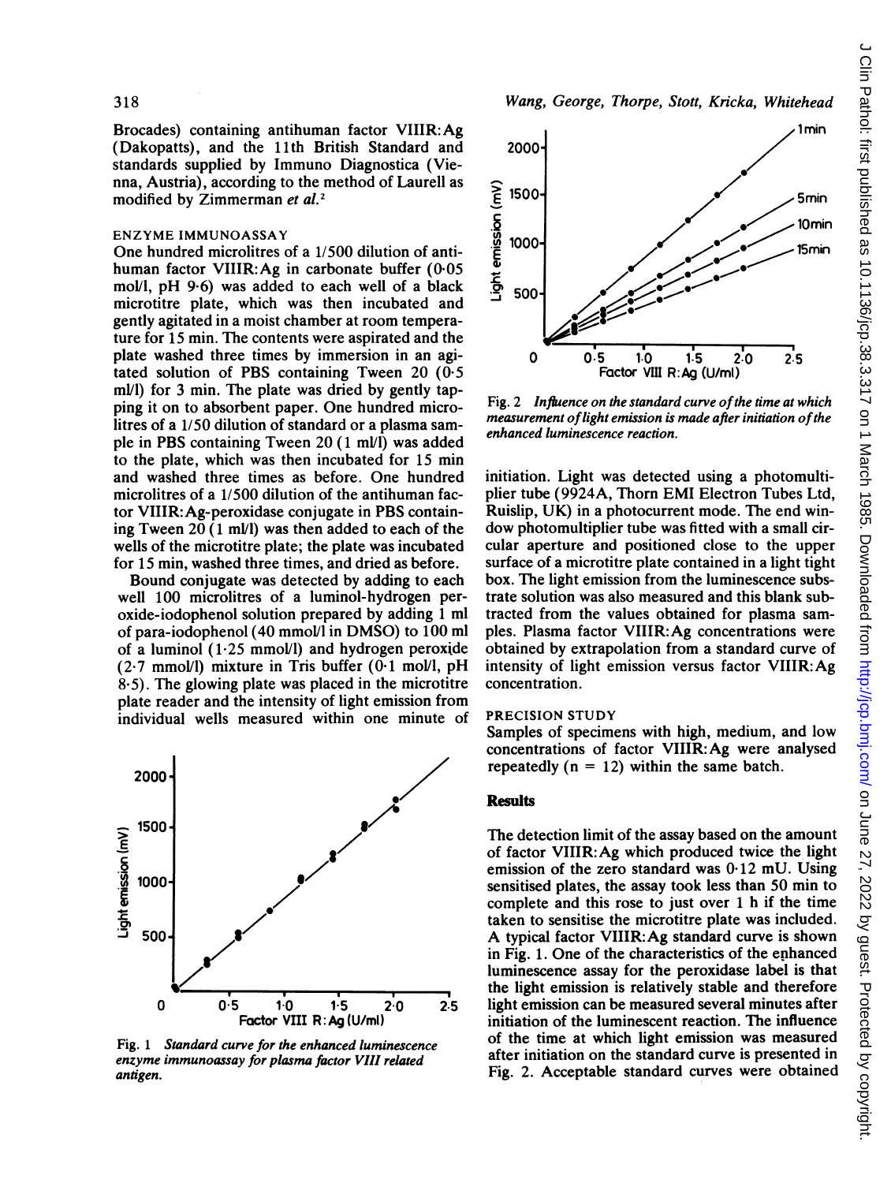Brocades) containing antihuman factor VIIIR:Ag (Dakopatts), and the 11th British Standard and standards supplied by Immuno Diagnostica (Vienna, Austria), according to the method of Laurell as modified by Zimmerman *et al.*[2]

## ENZYME IMMUNOASSAY

One hundred microlitres of a 1/500 dilution of antihuman factor VIIIR:Ag in carbonate buffer (0·05 mol/l, pH 9·6) was added to each well of a black microtitre plate, which was then incubated and gently agitated in a moist chamber at room temperature for 15 min. The contents were aspirated and the plate washed three times by immersion in an agitated solution of PBS containing Tween 20 (0·5 ml/l) for 3 min. The plate was dried by gently tapping it on to absorbent paper. One hundred microlitres of a 1/50 dilution of standard or a plasma sample in PBS containing Tween 20 (1 ml/l) was added to the plate, which was then incubated for 15 min and washed three times as before. One hundred microlitres of a 1/500 dilution of the antihuman factor VIIIR:Ag-peroxidase conjugate in PBS containing Tween 20 (1 ml/l) was then added to each of the wells of the microtitre plate; the plate was incubated for 15 min, washed three times, and dried as before.

Bound conjugate was detected by adding to each well 100 microlitres of a luminol-hydrogen peroxide-iodophenol solution prepared by adding 1 ml of para-iodophenol (40 mmol/l in DMSO) to 100 ml of a luminol (1·25 mmol/l) and hydrogen peroxide (2·7 mmol/l) mixture in Tris buffer (0·1 mol/l, pH 8·5). The glowing plate was placed in the microtitre plate reader and the intensity of light emission from individual wells measured within one minute of initiation. Light was detected using a photomultiplier tube (9924A, Thorn EMI Electron Tubes Ltd, Ruislip, UK) in a photocurrent mode. The end window photomultiplier tube was fitted with a small circular aperture and positioned close to the upper surface of a microtitre plate contained in a light tight box. The light emission from the luminescence substrate solution was also measured and this blank subtracted from the values obtained for plasma samples. Plasma factor VIIIR:Ag concentrations were obtained by extrapolation from a standard curve of intensity of light emission versus factor VIIIR:Ag concentration.

Fig. 1 *Standard curve for the enhanced luminescence enzyme immunoassay for plasma factor VIII related antigen.*

Fig. 2 *Influence on the standard curve of the time at which measurement of light emission is made after initiation of the enhanced luminescence reaction.*

## PRECISION STUDY

Samples of specimens with high, medium, and low concentrations of factor VIIIR:Ag were analysed repeatedly ($n = 12$) within the same batch.

# Results

The detection limit of the assay based on the amount of factor VIIIR:Ag which produced twice the light emission of the zero standard was 0·12 mU. Using sensitised plates, the assay took less than 50 min to complete and this rose to just over 1 h if the time taken to sensitise the microtitre plate was included. A typical factor VIIIR:Ag standard curve is shown in Fig. 1. One of the characteristics of the enhanced luminescence assay for the peroxidase label is that the light emission is relatively stable and therefore light emission can be measured several minutes after initiation of the luminescent reaction. The influence of the time at which light emission was measured after initiation on the standard curve is presented in Fig. 2. Acceptable standard curves were obtained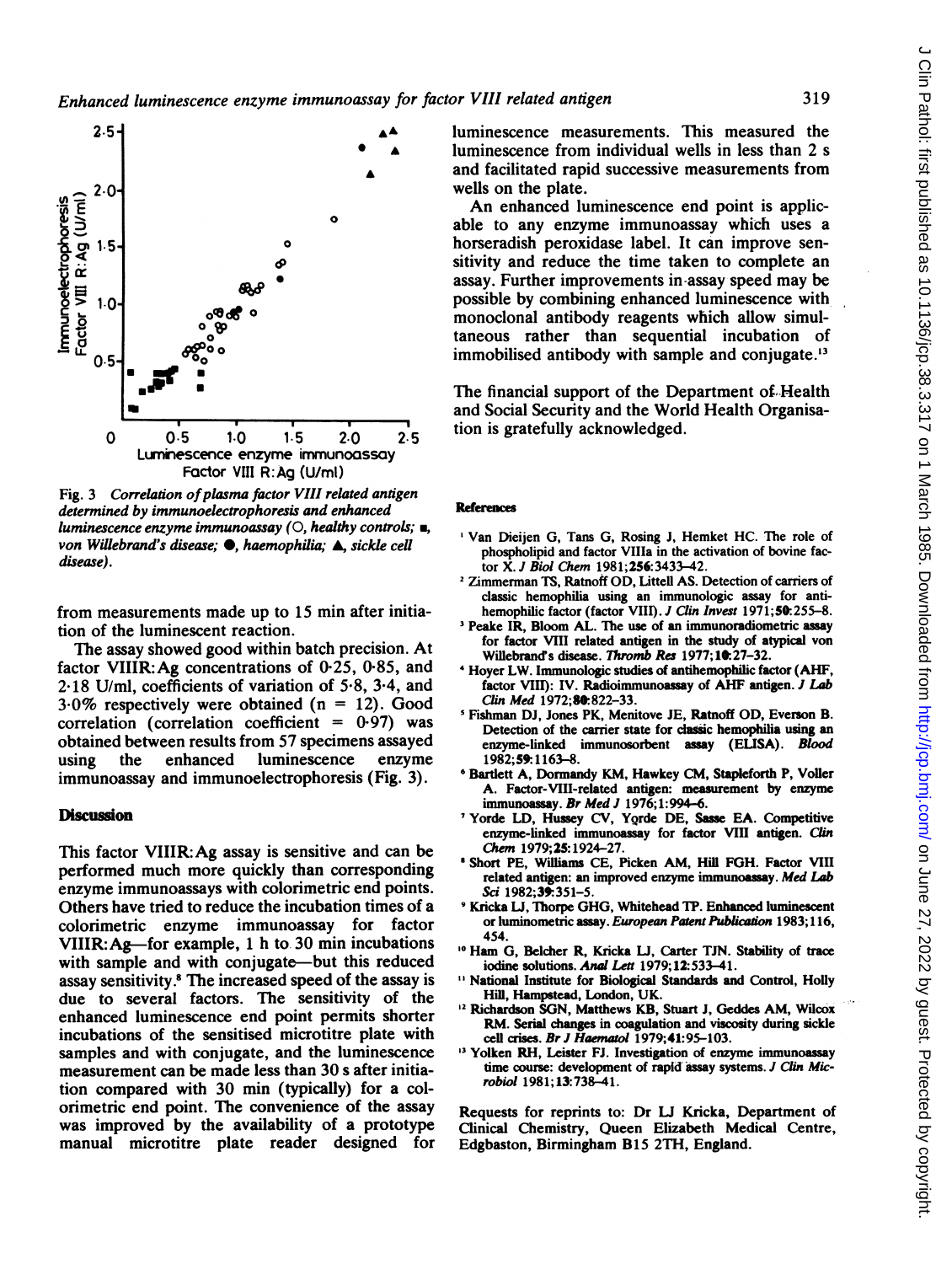2·5
2·0
1·5
1·0
0·5
0
0·5
1·0
1·5
2·0
2·5

Immunoelectrophoresis Factor VIII R:Ag (U/ml)

Luminescence enzyme immunoassay Factor VIII R:Ag (U/ml)

Fig. 3 *Correlation of plasma factor VIII related antigen determined by immunoelectrophoresis and enhanced luminescence enzyme immunoassay (○, healthy controls; ■, von Willebrand's disease; ●, haemophilia; ▲, sickle cell disease).*

from measurements made up to 15 min after initiation of the luminescent reaction.

The assay showed good within batch precision. At factor VIIIR:Ag concentrations of 0·25, 0·85, and 2·18 U/ml, coefficients of variation of 5·8, 3·4, and 3·0% respectively were obtained (n = 12). Good correlation (correlation coefficient = 0·97) was obtained between results from 57 specimens assayed using the enhanced luminescence enzyme immunoassay and immunoelectrophoresis (Fig. 3).

## Discussion

This factor VIIIR:Ag assay is sensitive and can be performed much more quickly than corresponding enzyme immunoassays with colorimetric end points. Others have tried to reduce the incubation times of a colorimetric enzyme immunoassay for factor VIIIR:Ag—for example, 1 h to 30 min incubations with sample and with conjugate—but this reduced assay sensitivity.[8] The increased speed of the assay is due to several factors. The sensitivity of the enhanced luminescence end point permits shorter incubations of the sensitised microtitre plate with samples and with conjugate, and the luminescence measurement can be made less than 30 s after initiation compared with 30 min (typically) for a colorimetric end point. The convenience of the assay was improved by the availability of a prototype manual microtitre plate reader designed for luminescence measurements. This measured the luminescence from individual wells in less than 2 s and facilitated rapid successive measurements from wells on the plate.

An enhanced luminescence end point is applicable to any enzyme immunoassay which uses a horseradish peroxidase label. It can improve sensitivity and reduce the time taken to complete an assay. Further improvements in assay speed may be possible by combining enhanced luminescence with monoclonal antibody reagents which allow simultaneous rather than sequential incubation of immobilised antibody with sample and conjugate.[13]

The financial support of the Department of Health and Social Security and the World Health Organisation is gratefully acknowledged.

## References

1. Van Dieijen G, Tans G, Rosing J, Hemket HC. The role of phospholipid and factor VIIIa in the activation of bovine factor X. *J Biol Chem* 1981;**256**:3433–42.
2. Zimmerman TS, Ratnoff OD, Littell AS. Detection of carriers of classic hemophilia using an immunologic assay for antihemophilic factor (factor VIII). *J Clin Invest* 1971;**50**:255–8.
3. Peake IR, Bloom AL. The use of an immunoradiometric assay for factor VIII related antigen in the study of atypical von Willebrand's disease. *Thromb Res* 1977;**10**:27–32.
4. Hoyer LW. Immunologic studies of antihemophilic factor (AHF, factor VIII): IV. Radioimmunoassay of AHF antigen. *J Lab Clin Med* 1972;**80**:822–33.
5. Fishman DJ, Jones PK, Menitove JE, Ratnoff OD, Everson B. Detection of the carrier state for classic hemophilia using an enzyme-linked immunosorbent assay (ELISA). *Blood* 1982;**59**:1163–8.
6. Bartlett A, Dormandy KM, Hawkey CM, Stapleforth P, Voller A. Factor-VIII-related antigen: measurement by enzyme immunoassay. *Br Med J* 1976;1:994–6.
7. Yorde LD, Hussey CV, Yorde DE, Sasse EA. Competitive enzyme-linked immunoassay for factor VIII antigen. *Clin Chem* 1979;**25**:1924–27.
8. Short PE, Williams CE, Picken AM, Hill FGH. Factor VIII related antigen: an improved enzyme immunoassay. *Med Lab Sci* 1982;**39**:351–5.
9. Kricka LJ, Thorpe GHG, Whitehead TP. Enhanced luminescent or luminometric assay. *European Patent Publication* 1983;116, 454.
10. Ham G, Belcher R, Kricka LJ, Carter TJN. Stability of trace iodine solutions. *Anal Lett* 1979;**12**:533–41.
11. National Institute for Biological Standards and Control, Holly Hill, Hampstead, London, UK.
12. Richardson SGN, Matthews KB, Stuart J, Geddes AM, Wilcox RM. Serial changes in coagulation and viscosity during sickle cell crises. *Br J Haematol* 1979;**41**:95–103.
13. Yolken RH, Leister FJ. Investigation of enzyme immunoassay time course: development of rapid assay systems. *J Clin Microbiol* 1981;**13**:738–41.

Requests for reprints to: Dr LJ Kricka, Department of Clinical Chemistry, Queen Elizabeth Medical Centre, Edgbaston, Birmingham B15 2TH, England.